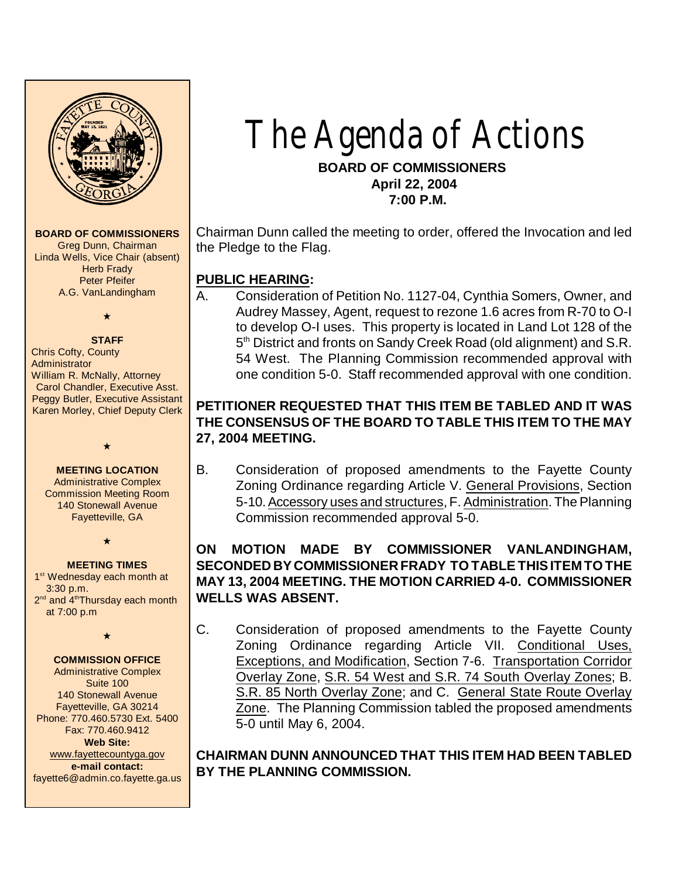# The Agenda of Actions

**BOARD OF COMMISSIONERS**
**April 22, 2004**
**7:00 P.M.**

**BOARD OF COMMISSIONERS**
Greg Dunn, Chairman
Linda Wells, Vice Chair (absent)
Herb Frady
Peter Pfeifer
A.G. VanLandingham

**STAFF**
Chris Cofty, County Administrator
William R. McNally, Attorney
Carol Chandler, Executive Asst.
Peggy Butler, Executive Assistant
Karen Morley, Chief Deputy Clerk

**MEETING LOCATION**
Administrative Complex
Commission Meeting Room
140 Stonewall Avenue
Fayetteville, GA

**MEETING TIMES**
1st Wednesday each month at 3:30 p.m.
2nd and 4th Thursday each month at 7:00 p.m

**COMMISSION OFFICE**
Administrative Complex
Suite 100
140 Stonewall Avenue
Fayetteville, GA 30214
Phone: 770.460.5730 Ext. 5400
Fax: 770.460.9412
**Web Site:**
www.fayettecountyga.gov
**e-mail contact:**
fayette6@admin.co.fayette.ga.us

Chairman Dunn called the meeting to order, offered the Invocation and led the Pledge to the Flag.

## PUBLIC HEARING:

A. Consideration of Petition No. 1127-04, Cynthia Somers, Owner, and Audrey Massey, Agent, request to rezone 1.6 acres from R-70 to O-I to develop O-I uses. This property is located in Land Lot 128 of the 5th District and fronts on Sandy Creek Road (old alignment) and S.R. 54 West. The Planning Commission recommended approval with one condition 5-0. Staff recommended approval with one condition.

**PETITIONER REQUESTED THAT THIS ITEM BE TABLED AND IT WAS THE CONSENSUS OF THE BOARD TO TABLE THIS ITEM TO THE MAY 27, 2004 MEETING.**

B. Consideration of proposed amendments to the Fayette County Zoning Ordinance regarding Article V. General Provisions, Section 5-10. Accessory uses and structures, F. Administration. The Planning Commission recommended approval 5-0.

**ON MOTION MADE BY COMMISSIONER VANLANDINGHAM, SECONDED BY COMMISSIONER FRADY TO TABLE THIS ITEM TO THE MAY 13, 2004 MEETING. THE MOTION CARRIED 4-0. COMMISSIONER WELLS WAS ABSENT.**

C. Consideration of proposed amendments to the Fayette County Zoning Ordinance regarding Article VII. Conditional Uses, Exceptions, and Modification, Section 7-6. Transportation Corridor Overlay Zone, S.R. 54 West and S.R. 74 South Overlay Zones; B. S.R. 85 North Overlay Zone; and C. General State Route Overlay Zone. The Planning Commission tabled the proposed amendments 5-0 until May 6, 2004.

**CHAIRMAN DUNN ANNOUNCED THAT THIS ITEM HAD BEEN TABLED BY THE PLANNING COMMISSION.**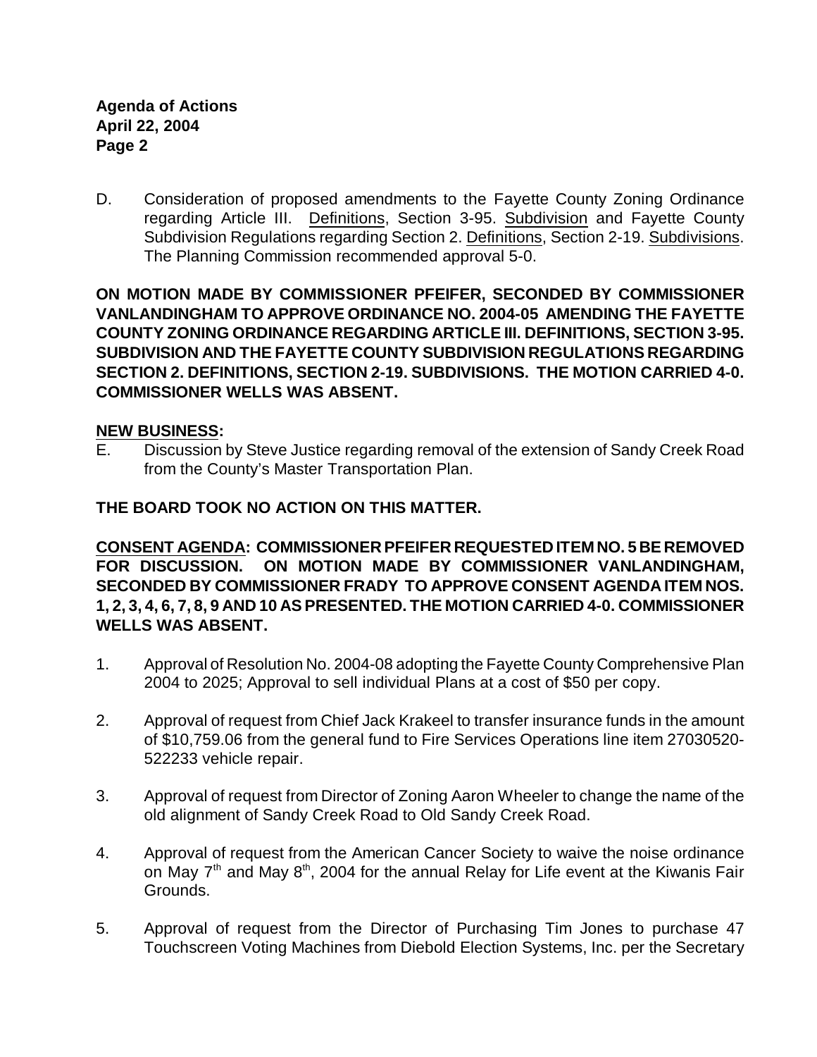D. Consideration of proposed amendments to the Fayette County Zoning Ordinance regarding Article III. Definitions, Section 3-95. Subdivision and Fayette County Subdivision Regulations regarding Section 2. Definitions, Section 2-19. Subdivisions. The Planning Commission recommended approval 5-0.

**ON MOTION MADE BY COMMISSIONER PFEIFER, SECONDED BY COMMISSIONER VANLANDINGHAM TO APPROVE ORDINANCE NO. 2004-05 AMENDING THE FAYETTE COUNTY ZONING ORDINANCE REGARDING ARTICLE III. DEFINITIONS, SECTION 3-95. SUBDIVISION AND THE FAYETTE COUNTY SUBDIVISION REGULATIONS REGARDING SECTION 2. DEFINITIONS, SECTION 2-19. SUBDIVISIONS. THE MOTION CARRIED 4-0. COMMISSIONER WELLS WAS ABSENT.**

**NEW BUSINESS:**

E. Discussion by Steve Justice regarding removal of the extension of Sandy Creek Road from the County's Master Transportation Plan.

**THE BOARD TOOK NO ACTION ON THIS MATTER.**

**CONSENT AGENDA: COMMISSIONER PFEIFER REQUESTED ITEM NO. 5 BE REMOVED FOR DISCUSSION. ON MOTION MADE BY COMMISSIONER VANLANDINGHAM, SECONDED BY COMMISSIONER FRADY TO APPROVE CONSENT AGENDA ITEM NOS. 1, 2, 3, 4, 6, 7, 8, 9 AND 10 AS PRESENTED. THE MOTION CARRIED 4-0. COMMISSIONER WELLS WAS ABSENT.**

1. Approval of Resolution No. 2004-08 adopting the Fayette County Comprehensive Plan 2004 to 2025; Approval to sell individual Plans at a cost of $50 per copy.

2. Approval of request from Chief Jack Krakeel to transfer insurance funds in the amount of $10,759.06 from the general fund to Fire Services Operations line item 27030520-522233 vehicle repair.

3. Approval of request from Director of Zoning Aaron Wheeler to change the name of the old alignment of Sandy Creek Road to Old Sandy Creek Road.

4. Approval of request from the American Cancer Society to waive the noise ordinance on May 7th and May 8th, 2004 for the annual Relay for Life event at the Kiwanis Fair Grounds.

5. Approval of request from the Director of Purchasing Tim Jones to purchase 47 Touchscreen Voting Machines from Diebold Election Systems, Inc. per the Secretary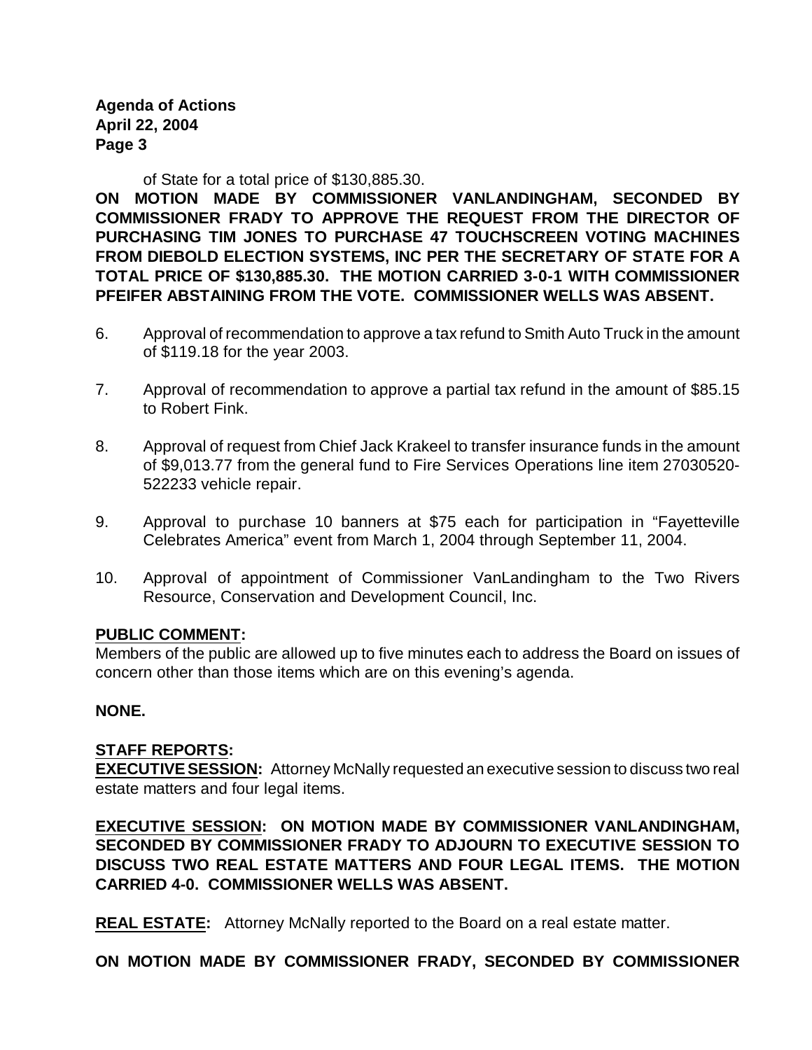of State for a total price of $130,885.30.

**ON MOTION MADE BY COMMISSIONER VANLANDINGHAM, SECONDED BY COMMISSIONER FRADY TO APPROVE THE REQUEST FROM THE DIRECTOR OF PURCHASING TIM JONES TO PURCHASE 47 TOUCHSCREEN VOTING MACHINES FROM DIEBOLD ELECTION SYSTEMS, INC PER THE SECRETARY OF STATE FOR A TOTAL PRICE OF $130,885.30. THE MOTION CARRIED 3-0-1 WITH COMMISSIONER PFEIFER ABSTAINING FROM THE VOTE. COMMISSIONER WELLS WAS ABSENT.**

6. Approval of recommendation to approve a tax refund to Smith Auto Truck in the amount of $119.18 for the year 2003.

7. Approval of recommendation to approve a partial tax refund in the amount of $85.15 to Robert Fink.

8. Approval of request from Chief Jack Krakeel to transfer insurance funds in the amount of $9,013.77 from the general fund to Fire Services Operations line item 27030520-522233 vehicle repair.

9. Approval to purchase 10 banners at $75 each for participation in "Fayetteville Celebrates America" event from March 1, 2004 through September 11, 2004.

10. Approval of appointment of Commissioner VanLandingham to the Two Rivers Resource, Conservation and Development Council, Inc.

**PUBLIC COMMENT:**

Members of the public are allowed up to five minutes each to address the Board on issues of concern other than those items which are on this evening's agenda.

**NONE.**

**STAFF REPORTS:**

**EXECUTIVE SESSION:** Attorney McNally requested an executive session to discuss two real estate matters and four legal items.

**EXECUTIVE SESSION: ON MOTION MADE BY COMMISSIONER VANLANDINGHAM, SECONDED BY COMMISSIONER FRADY TO ADJOURN TO EXECUTIVE SESSION TO DISCUSS TWO REAL ESTATE MATTERS AND FOUR LEGAL ITEMS. THE MOTION CARRIED 4-0. COMMISSIONER WELLS WAS ABSENT.**

**REAL ESTATE:** Attorney McNally reported to the Board on a real estate matter.

**ON MOTION MADE BY COMMISSIONER FRADY, SECONDED BY COMMISSIONER**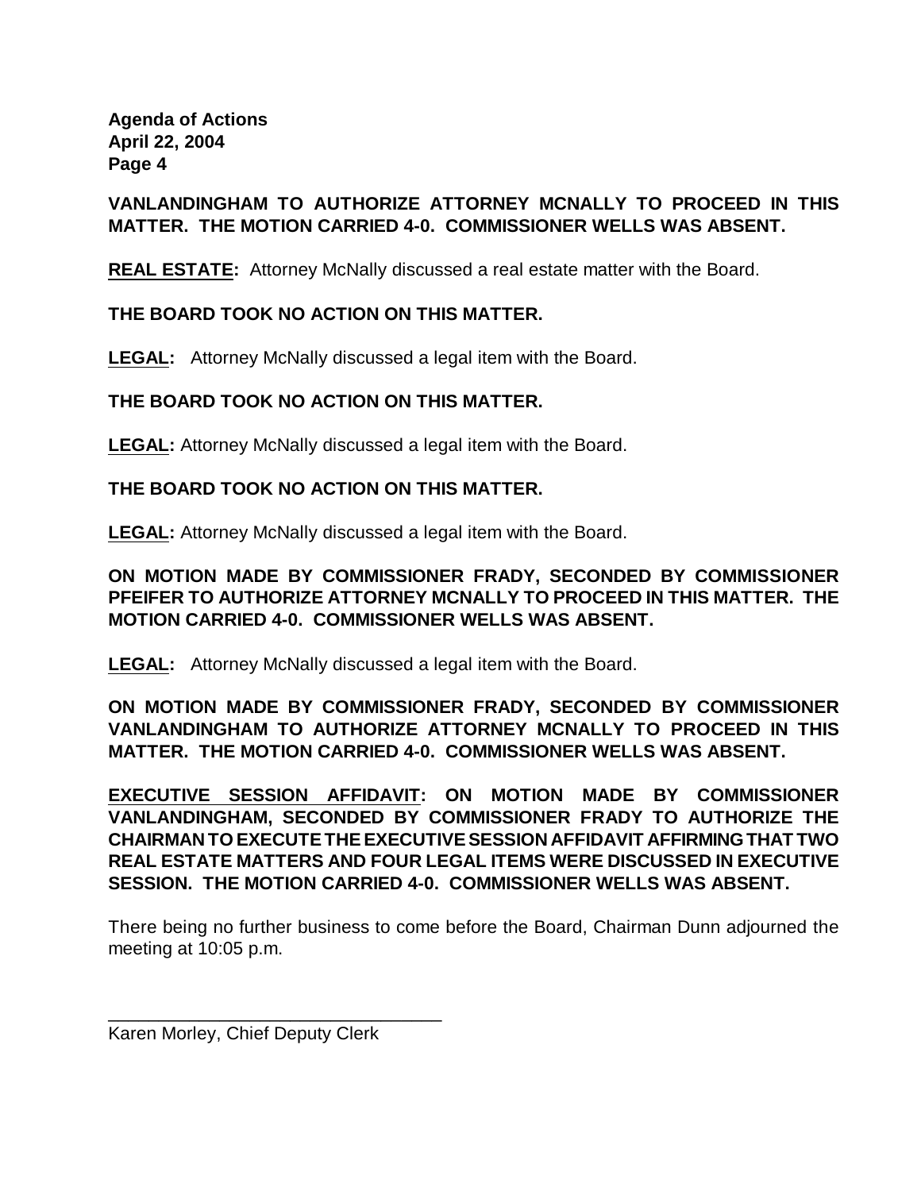**VANLANDINGHAM TO AUTHORIZE ATTORNEY MCNALLY TO PROCEED IN THIS MATTER. THE MOTION CARRIED 4-0. COMMISSIONER WELLS WAS ABSENT.**

**REAL ESTATE:** Attorney McNally discussed a real estate matter with the Board.

**THE BOARD TOOK NO ACTION ON THIS MATTER.**

**LEGAL:** Attorney McNally discussed a legal item with the Board.

**THE BOARD TOOK NO ACTION ON THIS MATTER.**

**LEGAL:** Attorney McNally discussed a legal item with the Board.

**THE BOARD TOOK NO ACTION ON THIS MATTER.**

**LEGAL:** Attorney McNally discussed a legal item with the Board.

**ON MOTION MADE BY COMMISSIONER FRADY, SECONDED BY COMMISSIONER PFEIFER TO AUTHORIZE ATTORNEY MCNALLY TO PROCEED IN THIS MATTER. THE MOTION CARRIED 4-0. COMMISSIONER WELLS WAS ABSENT.**

**LEGAL:** Attorney McNally discussed a legal item with the Board.

**ON MOTION MADE BY COMMISSIONER FRADY, SECONDED BY COMMISSIONER VANLANDINGHAM TO AUTHORIZE ATTORNEY MCNALLY TO PROCEED IN THIS MATTER. THE MOTION CARRIED 4-0. COMMISSIONER WELLS WAS ABSENT.**

**EXECUTIVE SESSION AFFIDAVIT: ON MOTION MADE BY COMMISSIONER VANLANDINGHAM, SECONDED BY COMMISSIONER FRADY TO AUTHORIZE THE CHAIRMAN TO EXECUTE THE EXECUTIVE SESSION AFFIDAVIT AFFIRMING THAT TWO REAL ESTATE MATTERS AND FOUR LEGAL ITEMS WERE DISCUSSED IN EXECUTIVE SESSION. THE MOTION CARRIED 4-0. COMMISSIONER WELLS WAS ABSENT.**

There being no further business to come before the Board, Chairman Dunn adjourned the meeting at 10:05 p.m.

\_\_\_\_\_\_\_\_\_\_\_\_\_\_\_\_\_\_\_\_\_\_\_\_\_\_\_\_\_\_\_\_\_\_

Karen Morley, Chief Deputy Clerk